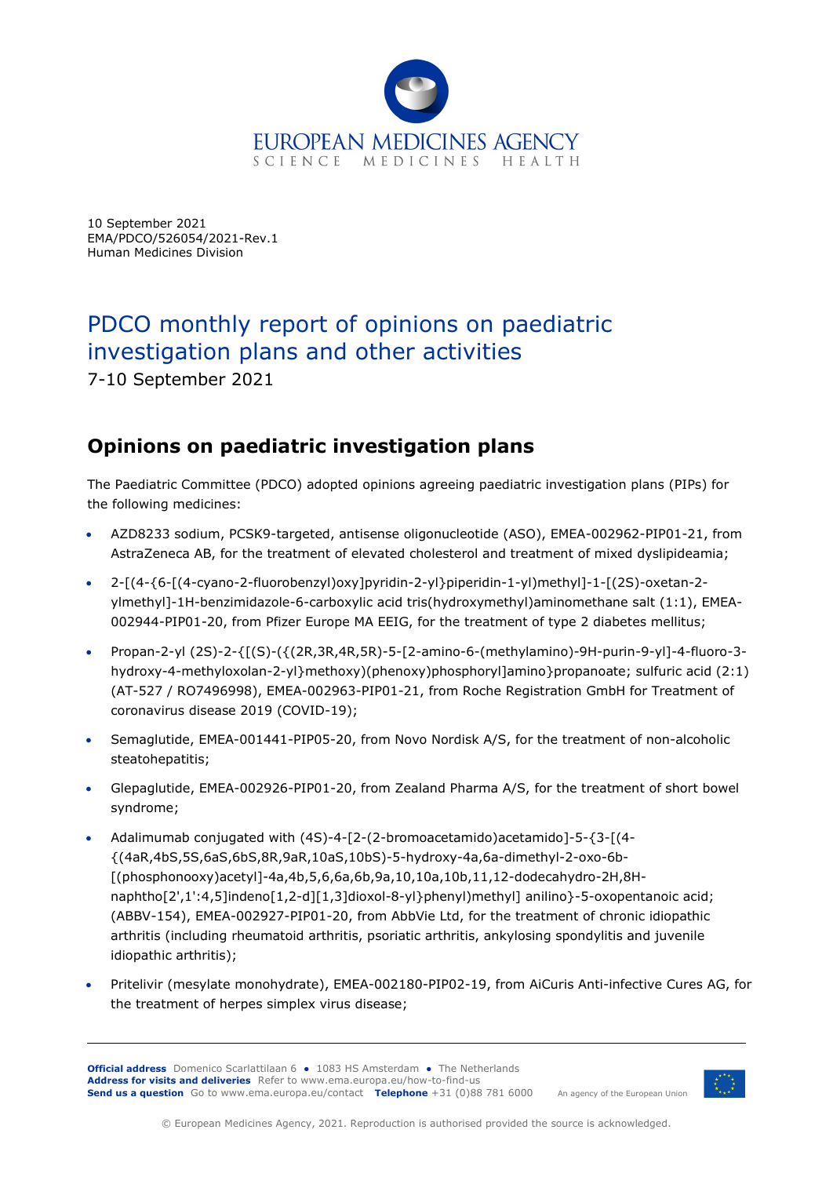10 September 2021
EMA/PDCO/526054/2021-Rev.1
Human Medicines Division

# PDCO monthly report of opinions on paediatric investigation plans and other activities

7-10 September 2021

## Opinions on paediatric investigation plans

The Paediatric Committee (PDCO) adopted opinions agreeing paediatric investigation plans (PIPs) for the following medicines:

- AZD8233 sodium, PCSK9-targeted, antisense oligonucleotide (ASO), EMEA-002962-PIP01-21, from AstraZeneca AB, for the treatment of elevated cholesterol and treatment of mixed dyslipideamia;
- 2-[(4-{6-[(4-cyano-2-fluorobenzyl)oxy]pyridin-2-yl}piperidin-1-yl)methyl]-1-[(2S)-oxetan-2-ylmethyl]-1H-benzimidazole-6-carboxylic acid tris(hydroxymethyl)aminomethane salt (1:1), EMEA-002944-PIP01-20, from Pfizer Europe MA EEIG, for the treatment of type 2 diabetes mellitus;
- Propan-2-yl (2S)-2-{[(S)-({(2R,3R,4R,5R)-5-[2-amino-6-(methylamino)-9H-purin-9-yl]-4-fluoro-3-hydroxy-4-methyloxolan-2-yl}methoxy)(phenoxy)phosphoryl]amino}propanoate; sulfuric acid (2:1) (AT-527 / RO7496998), EMEA-002963-PIP01-21, from Roche Registration GmbH for Treatment of coronavirus disease 2019 (COVID-19);
- Semaglutide, EMEA-001441-PIP05-20, from Novo Nordisk A/S, for the treatment of non-alcoholic steatohepatitis;
- Glepaglutide, EMEA-002926-PIP01-20, from Zealand Pharma A/S, for the treatment of short bowel syndrome;
- Adalimumab conjugated with (4S)-4-[2-(2-bromoacetamido)acetamido]-5-{3-[(4-{(4aR,4bS,5S,6aS,6bS,8R,9aR,10aS,10bS)-5-hydroxy-4a,6a-dimethyl-2-oxo-6b-[(phosphonooxy)acetyl]-4a,4b,5,6,6a,6b,9a,10,10a,10b,11,12-dodecahydro-2H,8H-naphtho[2',1':4,5]indeno[1,2-d][1,3]dioxol-8-yl}phenyl)methyl] anilino}-5-oxopentanoic acid; (ABBV-154), EMEA-002927-PIP01-20, from AbbVie Ltd, for the treatment of chronic idiopathic arthritis (including rheumatoid arthritis, psoriatic arthritis, ankylosing spondylitis and juvenile idiopathic arthritis);
- Pritelivir (mesylate monohydrate), EMEA-002180-PIP02-19, from AiCuris Anti-infective Cures AG, for the treatment of herpes simplex virus disease;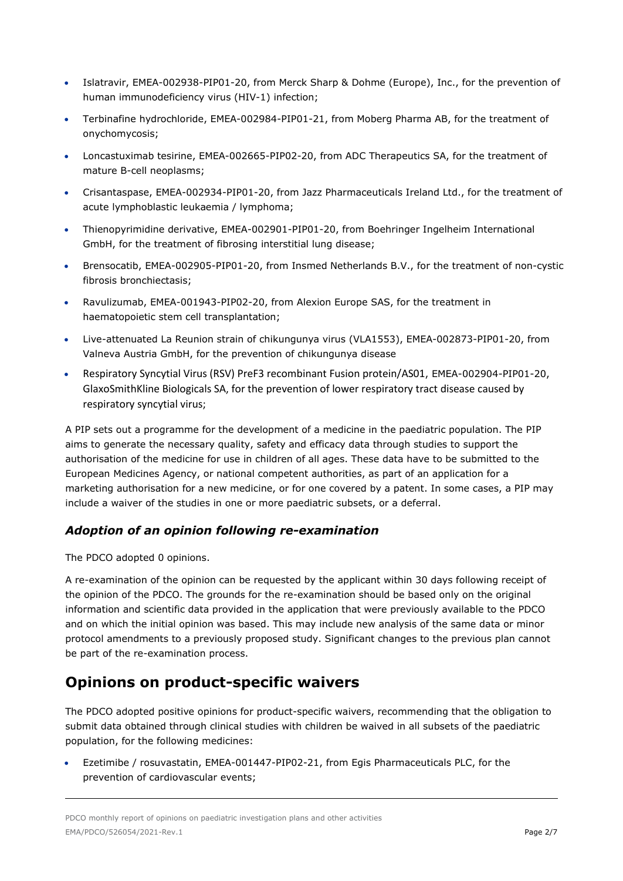- Islatravir, EMEA-002938-PIP01-20, from Merck Sharp & Dohme (Europe), Inc., for the prevention of human immunodeficiency virus (HIV-1) infection;
- Terbinafine hydrochloride, EMEA-002984-PIP01-21, from Moberg Pharma AB, for the treatment of onychomycosis;
- Loncastuximab tesirine, EMEA-002665-PIP02-20, from ADC Therapeutics SA, for the treatment of mature B-cell neoplasms;
- Crisantaspase, EMEA-002934-PIP01-20, from Jazz Pharmaceuticals Ireland Ltd., for the treatment of acute lymphoblastic leukaemia / lymphoma;
- Thienopyrimidine derivative, EMEA-002901-PIP01-20, from Boehringer Ingelheim International GmbH, for the treatment of fibrosing interstitial lung disease;
- Brensocatib, EMEA-002905-PIP01-20, from Insmed Netherlands B.V., for the treatment of non-cystic fibrosis bronchiectasis;
- Ravulizumab, EMEA-001943-PIP02-20, from Alexion Europe SAS, for the treatment in haematopoietic stem cell transplantation;
- Live-attenuated La Reunion strain of chikungunya virus (VLA1553), EMEA-002873-PIP01-20, from Valneva Austria GmbH, for the prevention of chikungunya disease
- Respiratory Syncytial Virus (RSV) PreF3 recombinant Fusion protein/AS01, EMEA-002904-PIP01-20, GlaxoSmithKline Biologicals SA, for the prevention of lower respiratory tract disease caused by respiratory syncytial virus;

A PIP sets out a programme for the development of a medicine in the paediatric population. The PIP aims to generate the necessary quality, safety and efficacy data through studies to support the authorisation of the medicine for use in children of all ages. These data have to be submitted to the European Medicines Agency, or national competent authorities, as part of an application for a marketing authorisation for a new medicine, or for one covered by a patent. In some cases, a PIP may include a waiver of the studies in one or more paediatric subsets, or a deferral.

### *Adoption of an opinion following re-examination*

The PDCO adopted 0 opinions.

A re-examination of the opinion can be requested by the applicant within 30 days following receipt of the opinion of the PDCO. The grounds for the re-examination should be based only on the original information and scientific data provided in the application that were previously available to the PDCO and on which the initial opinion was based. This may include new analysis of the same data or minor protocol amendments to a previously proposed study. Significant changes to the previous plan cannot be part of the re-examination process.

## Opinions on product-specific waivers

The PDCO adopted positive opinions for product-specific waivers, recommending that the obligation to submit data obtained through clinical studies with children be waived in all subsets of the paediatric population, for the following medicines:

- Ezetimibe / rosuvastatin, EMEA-001447-PIP02-21, from Egis Pharmaceuticals PLC, for the prevention of cardiovascular events;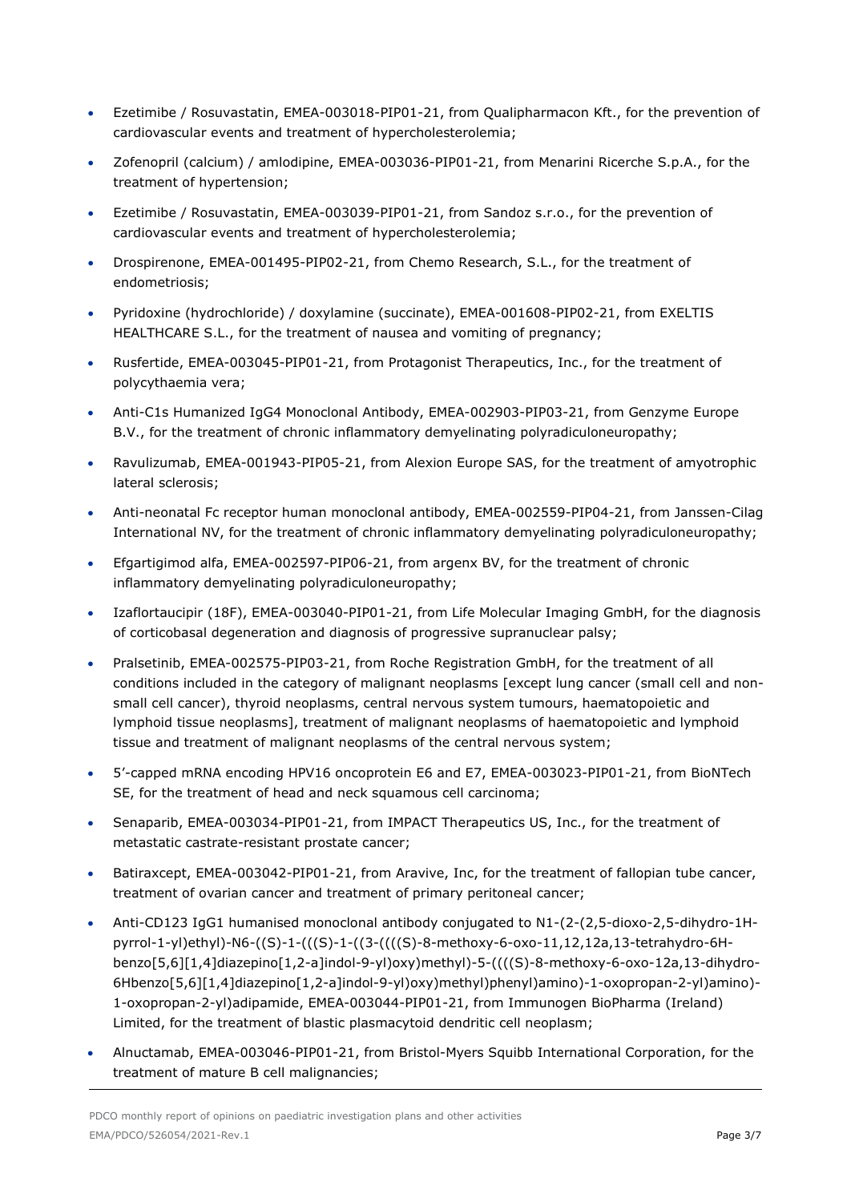- Ezetimibe / Rosuvastatin, EMEA-003018-PIP01-21, from Qualipharmacon Kft., for the prevention of cardiovascular events and treatment of hypercholesterolemia;
- Zofenopril (calcium) / amlodipine, EMEA-003036-PIP01-21, from Menarini Ricerche S.p.A., for the treatment of hypertension;
- Ezetimibe / Rosuvastatin, EMEA-003039-PIP01-21, from Sandoz s.r.o., for the prevention of cardiovascular events and treatment of hypercholesterolemia;
- Drospirenone, EMEA-001495-PIP02-21, from Chemo Research, S.L., for the treatment of endometriosis;
- Pyridoxine (hydrochloride) / doxylamine (succinate), EMEA-001608-PIP02-21, from EXELTIS HEALTHCARE S.L., for the treatment of nausea and vomiting of pregnancy;
- Rusfertide, EMEA-003045-PIP01-21, from Protagonist Therapeutics, Inc., for the treatment of polycythaemia vera;
- Anti-C1s Humanized IgG4 Monoclonal Antibody, EMEA-002903-PIP03-21, from Genzyme Europe B.V., for the treatment of chronic inflammatory demyelinating polyradiculoneuropathy;
- Ravulizumab, EMEA-001943-PIP05-21, from Alexion Europe SAS, for the treatment of amyotrophic lateral sclerosis;
- Anti-neonatal Fc receptor human monoclonal antibody, EMEA-002559-PIP04-21, from Janssen-Cilag International NV, for the treatment of chronic inflammatory demyelinating polyradiculoneuropathy;
- Efgartigimod alfa, EMEA-002597-PIP06-21, from argenx BV, for the treatment of chronic inflammatory demyelinating polyradiculoneuropathy;
- Izaflortaucipir (18F), EMEA-003040-PIP01-21, from Life Molecular Imaging GmbH, for the diagnosis of corticobasal degeneration and diagnosis of progressive supranuclear palsy;
- Pralsetinib, EMEA-002575-PIP03-21, from Roche Registration GmbH, for the treatment of all conditions included in the category of malignant neoplasms [except lung cancer (small cell and non-small cell cancer), thyroid neoplasms, central nervous system tumours, haematopoietic and lymphoid tissue neoplasms], treatment of malignant neoplasms of haematopoietic and lymphoid tissue and treatment of malignant neoplasms of the central nervous system;
- 5′-capped mRNA encoding HPV16 oncoprotein E6 and E7, EMEA-003023-PIP01-21, from BioNTech SE, for the treatment of head and neck squamous cell carcinoma;
- Senaparib, EMEA-003034-PIP01-21, from IMPACT Therapeutics US, Inc., for the treatment of metastatic castrate-resistant prostate cancer;
- Batiraxcept, EMEA-003042-PIP01-21, from Aravive, Inc, for the treatment of fallopian tube cancer, treatment of ovarian cancer and treatment of primary peritoneal cancer;
- Anti-CD123 IgG1 humanised monoclonal antibody conjugated to N1-(2-(2,5-dioxo-2,5-dihydro-1H-pyrrol-1-yl)ethyl)-N6-((S)-1-(((S)-1-((3-((((S)-8-methoxy-6-oxo-11,12,12a,13-tetrahydro-6H-benzo[5,6][1,4]diazepino[1,2-a]indol-9-yl)oxy)methyl)-5-((((S)-8-methoxy-6-oxo-12a,13-dihydro-6Hbenzo[5,6][1,4]diazepino[1,2-a]indol-9-yl)oxy)methyl)phenyl)amino)-1-oxopropan-2-yl)amino)-1-oxopropan-2-yl)adipamide, EMEA-003044-PIP01-21, from Immunogen BioPharma (Ireland) Limited, for the treatment of blastic plasmacytoid dendritic cell neoplasm;
- Alnuctamab, EMEA-003046-PIP01-21, from Bristol-Myers Squibb International Corporation, for the treatment of mature B cell malignancies;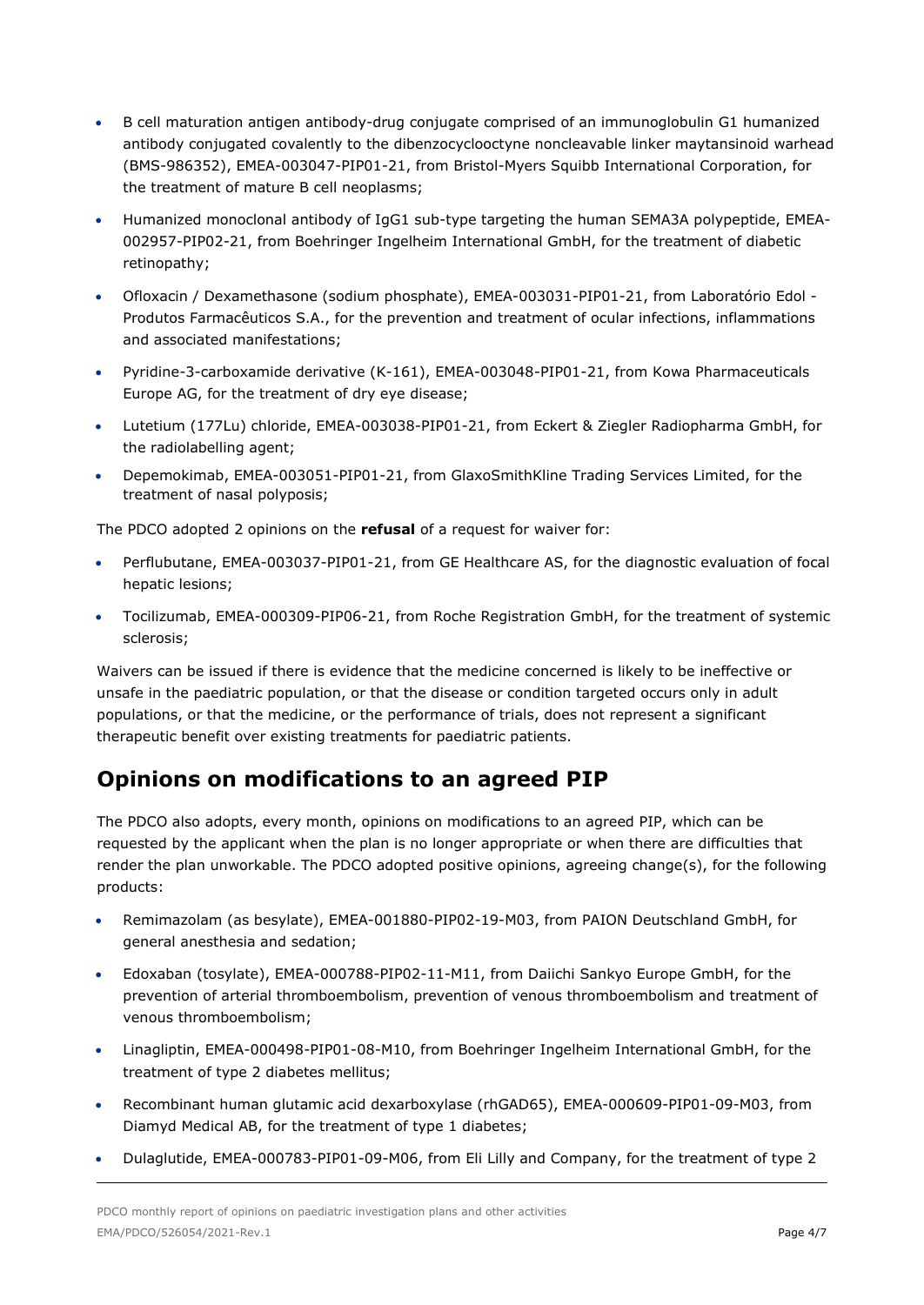- B cell maturation antigen antibody-drug conjugate comprised of an immunoglobulin G1 humanized antibody conjugated covalently to the dibenzocyclooctyne noncleavable linker maytansinoid warhead (BMS-986352), EMEA-003047-PIP01-21, from Bristol-Myers Squibb International Corporation, for the treatment of mature B cell neoplasms;
- Humanized monoclonal antibody of IgG1 sub-type targeting the human SEMA3A polypeptide, EMEA-002957-PIP02-21, from Boehringer Ingelheim International GmbH, for the treatment of diabetic retinopathy;
- Ofloxacin / Dexamethasone (sodium phosphate), EMEA-003031-PIP01-21, from Laboratório Edol - Produtos Farmacêuticos S.A., for the prevention and treatment of ocular infections, inflammations and associated manifestations;
- Pyridine-3-carboxamide derivative (K-161), EMEA-003048-PIP01-21, from Kowa Pharmaceuticals Europe AG, for the treatment of dry eye disease;
- Lutetium (177Lu) chloride, EMEA-003038-PIP01-21, from Eckert & Ziegler Radiopharma GmbH, for the radiolabelling agent;
- Depemokimab, EMEA-003051-PIP01-21, from GlaxoSmithKline Trading Services Limited, for the treatment of nasal polyposis;

The PDCO adopted 2 opinions on the **refusal** of a request for waiver for:

- Perflubutane, EMEA-003037-PIP01-21, from GE Healthcare AS, for the diagnostic evaluation of focal hepatic lesions;
- Tocilizumab, EMEA-000309-PIP06-21, from Roche Registration GmbH, for the treatment of systemic sclerosis;

Waivers can be issued if there is evidence that the medicine concerned is likely to be ineffective or unsafe in the paediatric population, or that the disease or condition targeted occurs only in adult populations, or that the medicine, or the performance of trials, does not represent a significant therapeutic benefit over existing treatments for paediatric patients.

## Opinions on modifications to an agreed PIP

The PDCO also adopts, every month, opinions on modifications to an agreed PIP, which can be requested by the applicant when the plan is no longer appropriate or when there are difficulties that render the plan unworkable. The PDCO adopted positive opinions, agreeing change(s), for the following products:

- Remimazolam (as besylate), EMEA-001880-PIP02-19-M03, from PAION Deutschland GmbH, for general anesthesia and sedation;
- Edoxaban (tosylate), EMEA-000788-PIP02-11-M11, from Daiichi Sankyo Europe GmbH, for the prevention of arterial thromboembolism, prevention of venous thromboembolism and treatment of venous thromboembolism;
- Linagliptin, EMEA-000498-PIP01-08-M10, from Boehringer Ingelheim International GmbH, for the treatment of type 2 diabetes mellitus;
- Recombinant human glutamic acid dexarboxylase (rhGAD65), EMEA-000609-PIP01-09-M03, from Diamyd Medical AB, for the treatment of type 1 diabetes;
- Dulaglutide, EMEA-000783-PIP01-09-M06, from Eli Lilly and Company, for the treatment of type 2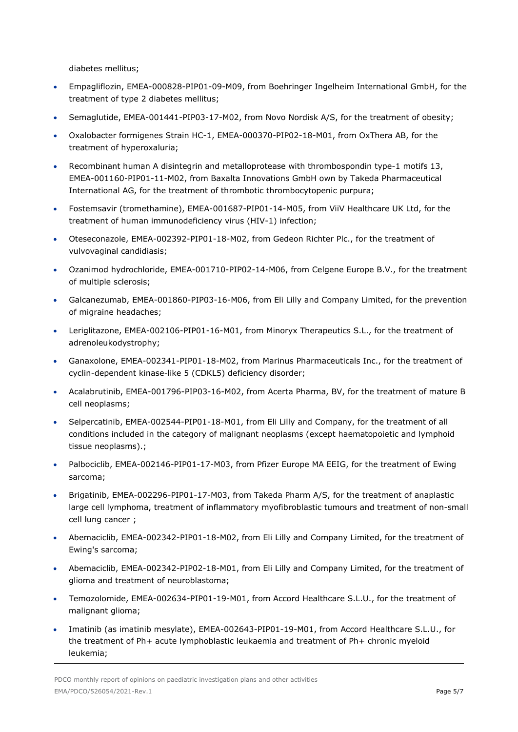diabetes mellitus;

- Empagliflozin, EMEA-000828-PIP01-09-M09, from Boehringer Ingelheim International GmbH, for the treatment of type 2 diabetes mellitus;
- Semaglutide, EMEA-001441-PIP03-17-M02, from Novo Nordisk A/S, for the treatment of obesity;
- Oxalobacter formigenes Strain HC-1, EMEA-000370-PIP02-18-M01, from OxThera AB, for the treatment of hyperoxaluria;
- Recombinant human A disintegrin and metalloprotease with thrombospondin type-1 motifs 13, EMEA-001160-PIP01-11-M02, from Baxalta Innovations GmbH own by Takeda Pharmaceutical International AG, for the treatment of thrombotic thrombocytopenic purpura;
- Fostemsavir (tromethamine), EMEA-001687-PIP01-14-M05, from ViiV Healthcare UK Ltd, for the treatment of human immunodeficiency virus (HIV-1) infection;
- Oteseconazole, EMEA-002392-PIP01-18-M02, from Gedeon Richter Plc., for the treatment of vulvovaginal candidiasis;
- Ozanimod hydrochloride, EMEA-001710-PIP02-14-M06, from Celgene Europe B.V., for the treatment of multiple sclerosis;
- Galcanezumab, EMEA-001860-PIP03-16-M06, from Eli Lilly and Company Limited, for the prevention of migraine headaches;
- Leriglitazone, EMEA-002106-PIP01-16-M01, from Minoryx Therapeutics S.L., for the treatment of adrenoleukodystrophy;
- Ganaxolone, EMEA-002341-PIP01-18-M02, from Marinus Pharmaceuticals Inc., for the treatment of cyclin-dependent kinase-like 5 (CDKL5) deficiency disorder;
- Acalabrutinib, EMEA-001796-PIP03-16-M02, from Acerta Pharma, BV, for the treatment of mature B cell neoplasms;
- Selpercatinib, EMEA-002544-PIP01-18-M01, from Eli Lilly and Company, for the treatment of all conditions included in the category of malignant neoplasms (except haematopoietic and lymphoid tissue neoplasms).;
- Palbociclib, EMEA-002146-PIP01-17-M03, from Pfizer Europe MA EEIG, for the treatment of Ewing sarcoma;
- Brigatinib, EMEA-002296-PIP01-17-M03, from Takeda Pharm A/S, for the treatment of anaplastic large cell lymphoma, treatment of inflammatory myofibroblastic tumours and treatment of non-small cell lung cancer ;
- Abemaciclib, EMEA-002342-PIP01-18-M02, from Eli Lilly and Company Limited, for the treatment of Ewing's sarcoma;
- Abemaciclib, EMEA-002342-PIP02-18-M01, from Eli Lilly and Company Limited, for the treatment of glioma and treatment of neuroblastoma;
- Temozolomide, EMEA-002634-PIP01-19-M01, from Accord Healthcare S.L.U., for the treatment of malignant glioma;
- Imatinib (as imatinib mesylate), EMEA-002643-PIP01-19-M01, from Accord Healthcare S.L.U., for the treatment of Ph+ acute lymphoblastic leukaemia and treatment of Ph+ chronic myeloid leukemia;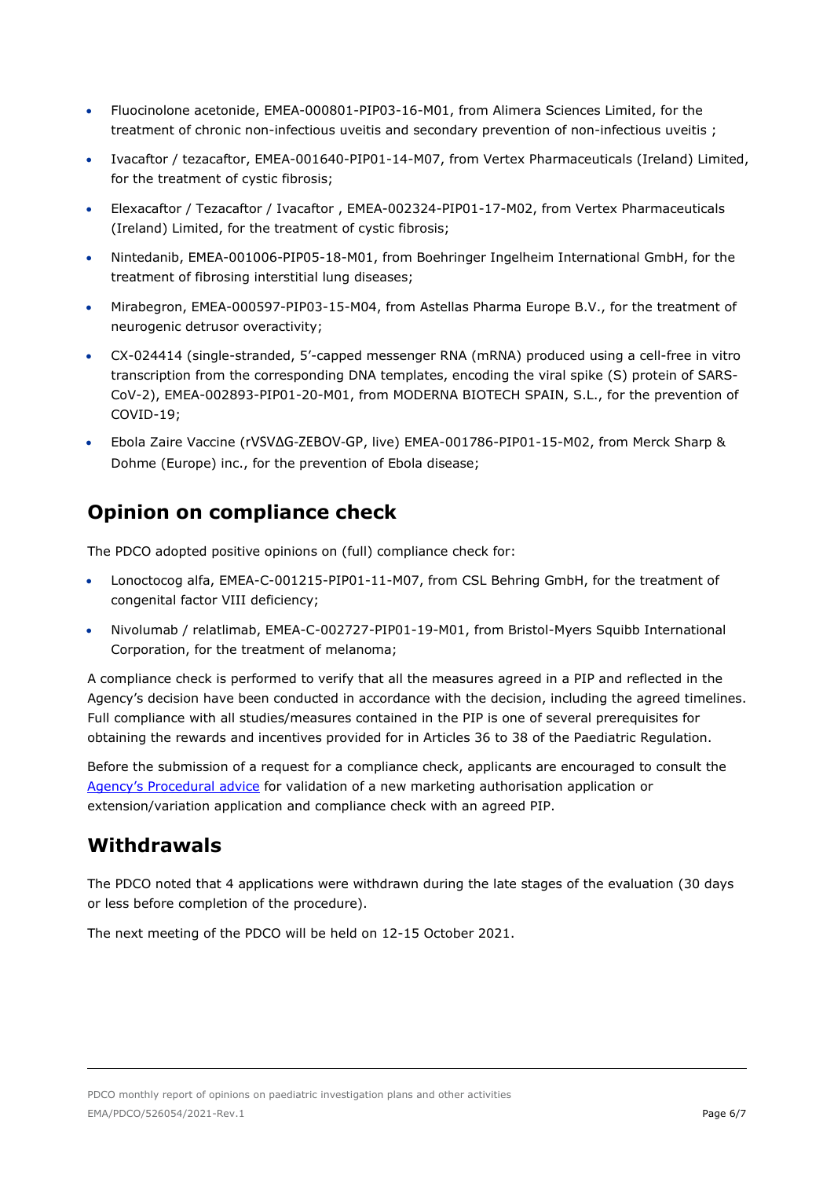- Fluocinolone acetonide, EMEA-000801-PIP03-16-M01, from Alimera Sciences Limited, for the treatment of chronic non-infectious uveitis and secondary prevention of non-infectious uveitis ;
- Ivacaftor / tezacaftor, EMEA-001640-PIP01-14-M07, from Vertex Pharmaceuticals (Ireland) Limited, for the treatment of cystic fibrosis;
- Elexacaftor / Tezacaftor / Ivacaftor , EMEA-002324-PIP01-17-M02, from Vertex Pharmaceuticals (Ireland) Limited, for the treatment of cystic fibrosis;
- Nintedanib, EMEA-001006-PIP05-18-M01, from Boehringer Ingelheim International GmbH, for the treatment of fibrosing interstitial lung diseases;
- Mirabegron, EMEA-000597-PIP03-15-M04, from Astellas Pharma Europe B.V., for the treatment of neurogenic detrusor overactivity;
- CX-024414 (single-stranded, 5'-capped messenger RNA (mRNA) produced using a cell-free in vitro transcription from the corresponding DNA templates, encoding the viral spike (S) protein of SARS-CoV-2), EMEA-002893-PIP01-20-M01, from MODERNA BIOTECH SPAIN, S.L., for the prevention of COVID-19;
- Ebola Zaire Vaccine (rVSVΔG-ZEBOV-GP, live) EMEA-001786-PIP01-15-M02, from Merck Sharp & Dohme (Europe) inc., for the prevention of Ebola disease;

## Opinion on compliance check

The PDCO adopted positive opinions on (full) compliance check for:

- Lonoctocog alfa, EMEA-C-001215-PIP01-11-M07, from CSL Behring GmbH, for the treatment of congenital factor VIII deficiency;
- Nivolumab / relatlimab, EMEA-C-002727-PIP01-19-M01, from Bristol-Myers Squibb International Corporation, for the treatment of melanoma;

A compliance check is performed to verify that all the measures agreed in a PIP and reflected in the Agency's decision have been conducted in accordance with the decision, including the agreed timelines. Full compliance with all studies/measures contained in the PIP is one of several prerequisites for obtaining the rewards and incentives provided for in Articles 36 to 38 of the Paediatric Regulation.

Before the submission of a request for a compliance check, applicants are encouraged to consult the Agency's Procedural advice for validation of a new marketing authorisation application or extension/variation application and compliance check with an agreed PIP.

## Withdrawals

The PDCO noted that 4 applications were withdrawn during the late stages of the evaluation (30 days or less before completion of the procedure).

The next meeting of the PDCO will be held on 12-15 October 2021.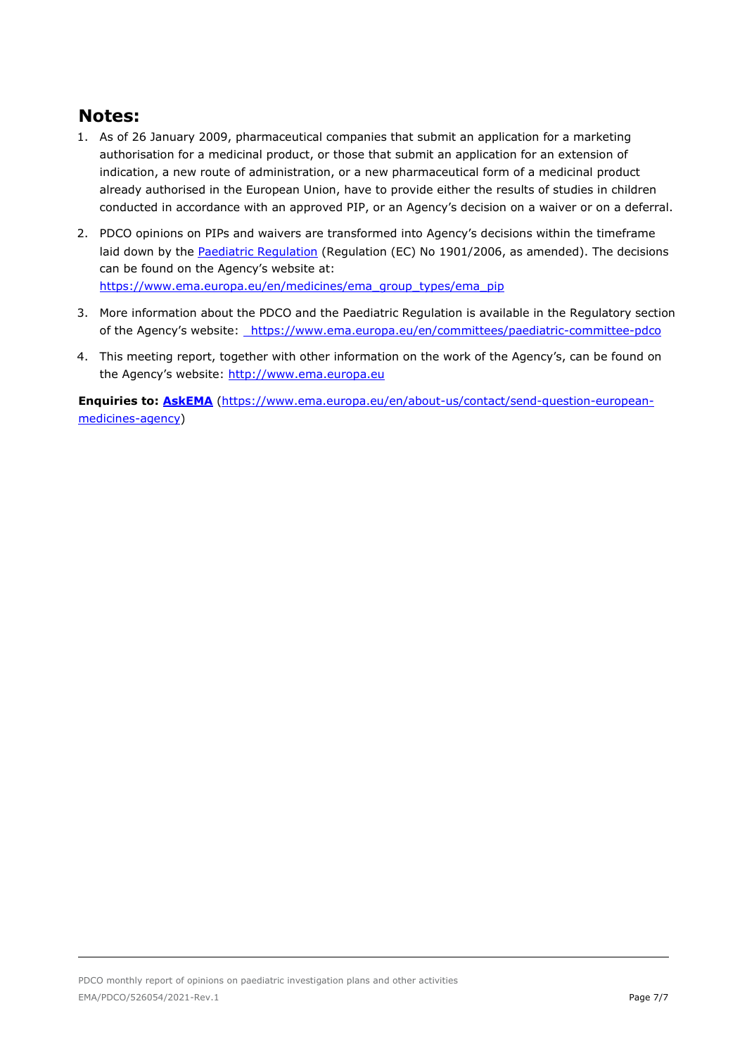## Notes:

1. As of 26 January 2009, pharmaceutical companies that submit an application for a marketing authorisation for a medicinal product, or those that submit an application for an extension of indication, a new route of administration, or a new pharmaceutical form of a medicinal product already authorised in the European Union, have to provide either the results of studies in children conducted in accordance with an approved PIP, or an Agency's decision on a waiver or on a deferral.
2. PDCO opinions on PIPs and waivers are transformed into Agency's decisions within the timeframe laid down by the [Paediatric Regulation](https://www.ema.europa.eu) (Regulation (EC) No 1901/2006, as amended). The decisions can be found on the Agency's website at: https://www.ema.europa.eu/en/medicines/ema_group_types/ema_pip
3. More information about the PDCO and the Paediatric Regulation is available in the Regulatory section of the Agency's website: https://www.ema.europa.eu/en/committees/paediatric-committee-pdco
4. This meeting report, together with other information on the work of the Agency's, can be found on the Agency's website: http://www.ema.europa.eu

**Enquiries to: AskEMA** (https://www.ema.europa.eu/en/about-us/contact/send-question-european-medicines-agency)